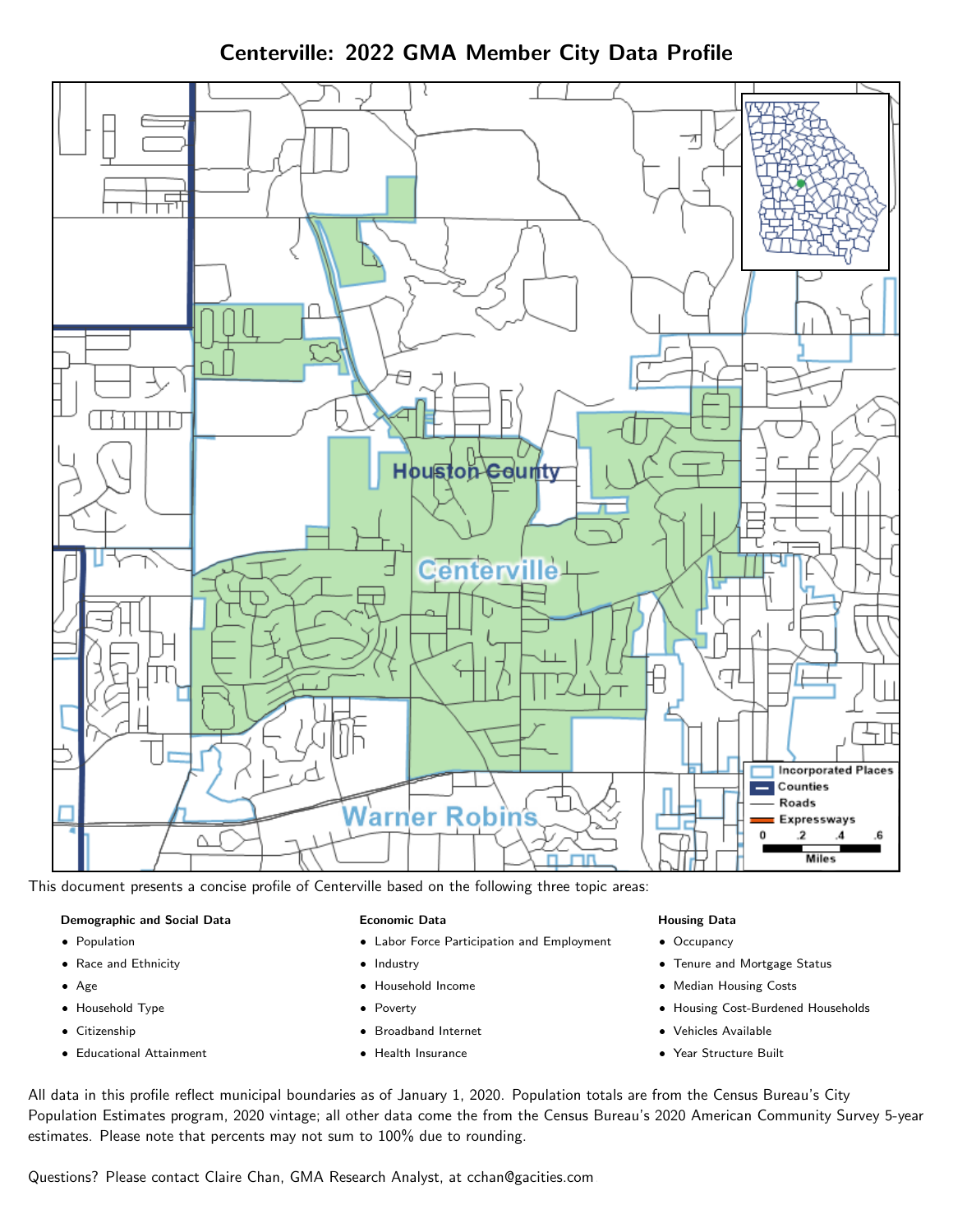# Centerville: 2022 GMA Member City Data Profile

This document presents a concise profile of Centerville based on the following three topic areas:

**Demographic and Social Data**

- Population
- Race and Ethnicity
- Age
- Household Type
- Citizenship
- Educational Attainment

**Economic Data**

- Labor Force Participation and Employment
- Industry
- Household Income
- Poverty
- Broadband Internet
- Health Insurance

**Housing Data**

- Occupancy
- Tenure and Mortgage Status
- Median Housing Costs
- Housing Cost-Burdened Households
- Vehicles Available
- Year Structure Built

All data in this profile reflect municipal boundaries as of January 1, 2020. Population totals are from the Census Bureau's City Population Estimates program, 2020 vintage; all other data come the from the Census Bureau's 2020 American Community Survey 5-year estimates. Please note that percents may not sum to 100% due to rounding.

Questions? Please contact Claire Chan, GMA Research Analyst, at cchan@gacities.com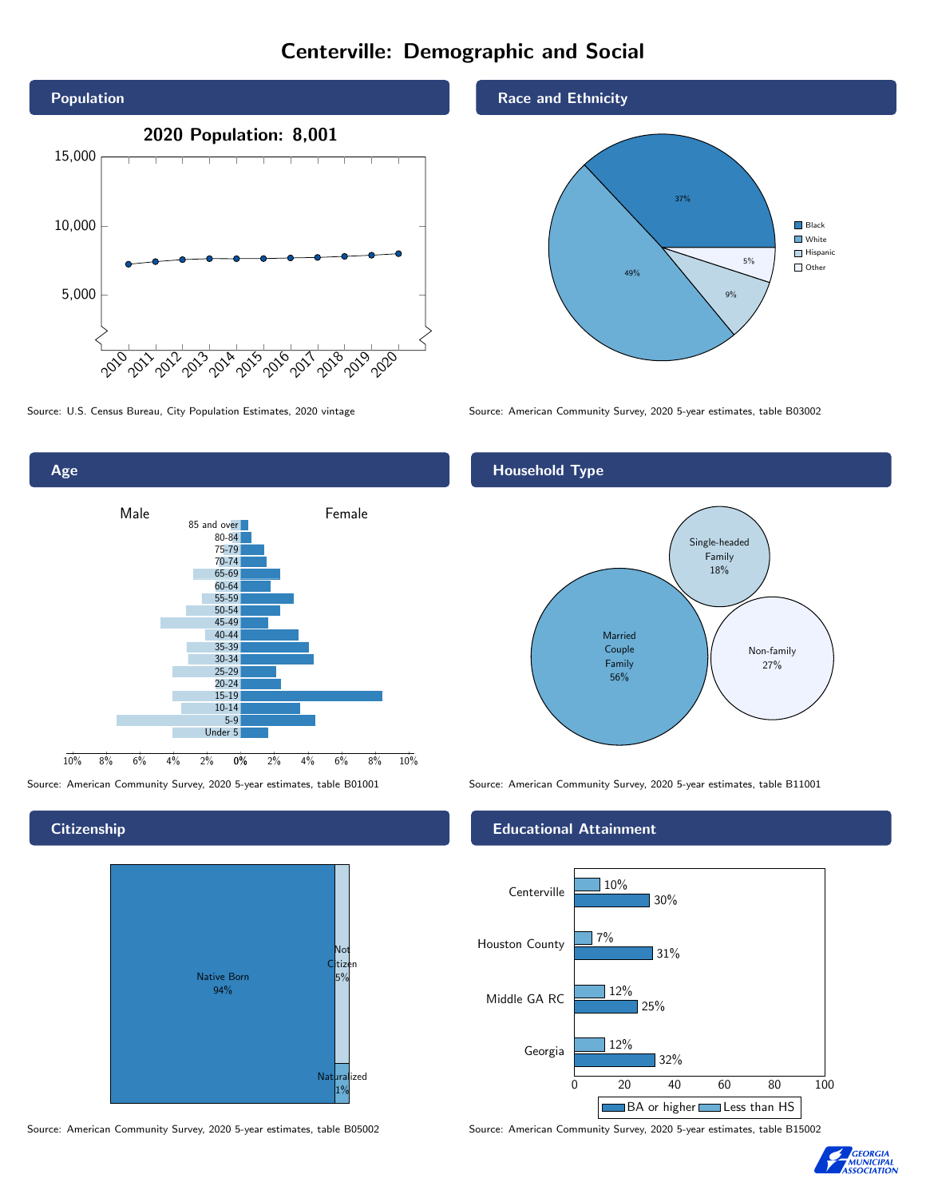# Centerville: Demographic and Social

## Population

**2020 Population: 8,001**

Source: U.S. Census Bureau, City Population Estimates, 2020 vintage

## Race and Ethnicity

| Race/Ethnicity | Percent |
|---|---|
| Black | 37% |
| White | 49% |
| Hispanic | 9% |
| Other | 5% |

Source: American Community Survey, 2020 5-year estimates, table B03002

## Age

Source: American Community Survey, 2020 5-year estimates, table B01001

## Household Type

| Household Type | Percent |
|---|---|
| Married Couple Family | 56% |
| Single-headed Family | 18% |
| Non-family | 27% |

Source: American Community Survey, 2020 5-year estimates, table B11001

## Citizenship

| Citizenship | Percent |
|---|---|
| Native Born | 94% |
| Not Citizen | 5% |
| Naturalized | 1% |

Source: American Community Survey, 2020 5-year estimates, table B05002

## Educational Attainment

| | BA or higher | Less than HS |
|---|---|---|
| Centerville | 30% | 10% |
| Houston County | 31% | 7% |
| Middle GA RC | 25% | 12% |
| Georgia | 32% | 12% |

Source: American Community Survey, 2020 5-year estimates, table B15002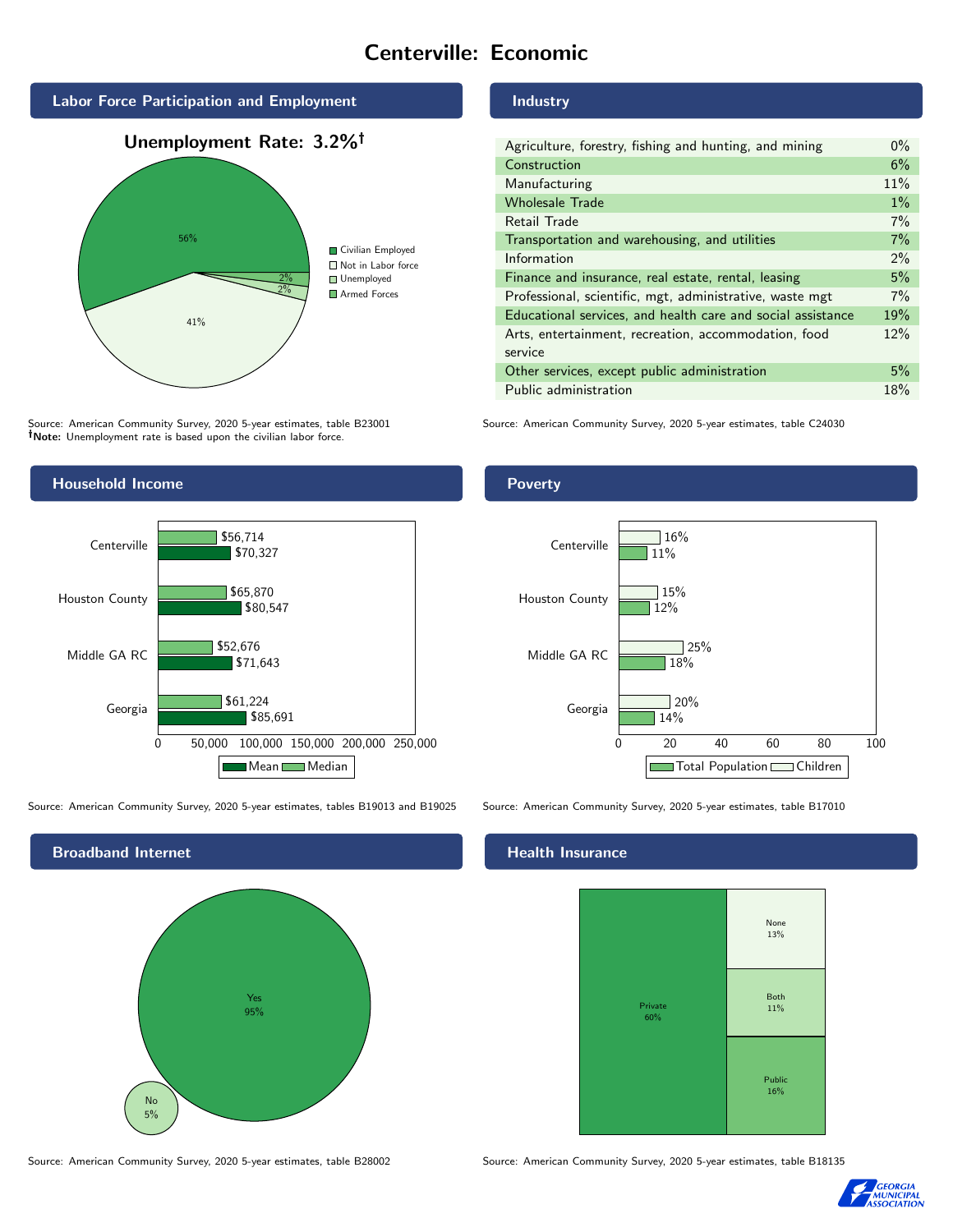# Centerville: Economic

## Labor Force Participation and Employment

**Unemployment Rate: 3.2%†**

| Category | Percent |
|---|---|
| Civilian Employed | 56% |
| Not in Labor force | 41% |
| Unemployed | 2% |
| Armed Forces | 2% |

Source: American Community Survey, 2020 5-year estimates, table B23001
**†Note:** Unemployment rate is based upon the civilian labor force.

## Industry

| Industry | Percent |
|---|---|
| Agriculture, forestry, fishing and hunting, and mining | 0% |
| Construction | 6% |
| Manufacturing | 11% |
| Wholesale Trade | 1% |
| Retail Trade | 7% |
| Transportation and warehousing, and utilities | 7% |
| Information | 2% |
| Finance and insurance, real estate, rental, leasing | 5% |
| Professional, scientific, mgt, administrative, waste mgt | 7% |
| Educational services, and health care and social assistance | 19% |
| Arts, entertainment, recreation, accommodation, food service | 12% |
| Other services, except public administration | 5% |
| Public administration | 18% |

Source: American Community Survey, 2020 5-year estimates, table C24030

## Household Income

| | Median | Mean |
|---|---|---|
| Centerville | $56,714 | $70,327 |
| Houston County | $65,870 | $80,547 |
| Middle GA RC | $52,676 | $71,643 |
| Georgia | $61,224 | $85,691 |

Source: American Community Survey, 2020 5-year estimates, tables B19013 and B19025

## Poverty

| | Children | Total Population |
|---|---|---|
| Centerville | 16% | 11% |
| Houston County | 15% | 12% |
| Middle GA RC | 25% | 18% |
| Georgia | 20% | 14% |

Source: American Community Survey, 2020 5-year estimates, table B17010

## Broadband Internet

| | Percent |
|---|---|
| Yes | 95% |
| No | 5% |

Source: American Community Survey, 2020 5-year estimates, table B28002

## Health Insurance

| | Percent |
|---|---|
| Private | 60% |
| None | 13% |
| Both | 11% |
| Public | 16% |

Source: American Community Survey, 2020 5-year estimates, table B18135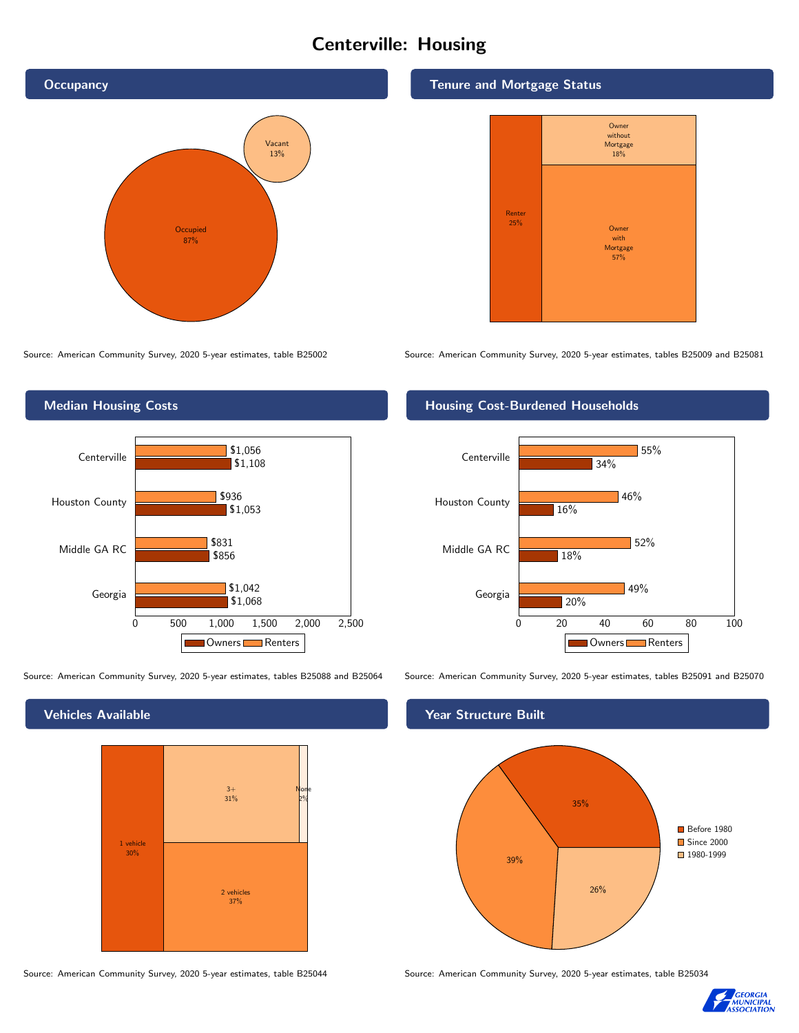# Centerville: Housing

## Occupancy

Vacant
13%

Occupied
87%

Source: American Community Survey, 2020 5-year estimates, table B25002

## Tenure and Mortgage Status

Owner without Mortgage 18%

Renter 25%

Owner with Mortgage 57%

Source: American Community Survey, 2020 5-year estimates, tables B25009 and B25081

## Median Housing Costs

Centerville
$1,056
$1,108

Houston County
$936
$1,053

Middle GA RC
$831
$856

Georgia
$1,042
$1,068

0 500 1,000 1,500 2,000 2,500

Owners Renters

Source: American Community Survey, 2020 5-year estimates, tables B25088 and B25064

## Housing Cost-Burdened Households

Centerville
55%
34%

Houston County
46%
16%

Middle GA RC
52%
18%

Georgia
49%
20%

0 20 40 60 80 100

Owners Renters

Source: American Community Survey, 2020 5-year estimates, tables B25091 and B25070

## Vehicles Available

1 vehicle 30%

3+ 31%

None 2%

2 vehicles 37%

Source: American Community Survey, 2020 5-year estimates, table B25044

## Year Structure Built

35%

39%

26%

Before 1980
Since 2000
1980-1999

Source: American Community Survey, 2020 5-year estimates, table B25034

GEORGIA MUNICIPAL ASSOCIATION